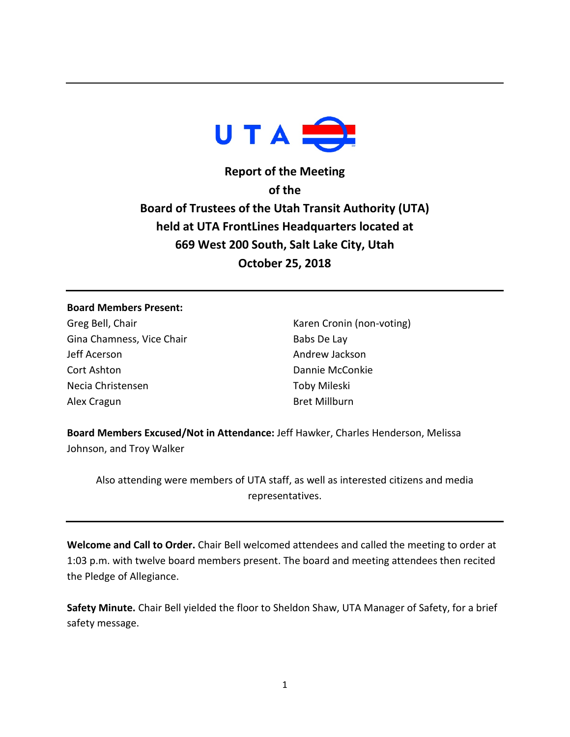UTA

# Report of the Meeting of the Board of Trustees of the Utah Transit Authority (UTA) held at UTA FrontLines Headquarters located at 669 West 200 South, Salt Lake City, Utah October 25, 2018

---

**Board Members Present:**

Greg Bell, Chair
Gina Chamness, Vice Chair
Jeff Acerson
Cort Ashton
Necia Christensen
Alex Cragun
Karen Cronin (non-voting)
Babs De Lay
Andrew Jackson
Dannie McConkie
Toby Mileski
Bret Millburn

**Board Members Excused/Not in Attendance:** Jeff Hawker, Charles Henderson, Melissa Johnson, and Troy Walker

Also attending were members of UTA staff, as well as interested citizens and media representatives.

---

**Welcome and Call to Order.** Chair Bell welcomed attendees and called the meeting to order at 1:03 p.m. with twelve board members present. The board and meeting attendees then recited the Pledge of Allegiance.

**Safety Minute.** Chair Bell yielded the floor to Sheldon Shaw, UTA Manager of Safety, for a brief safety message.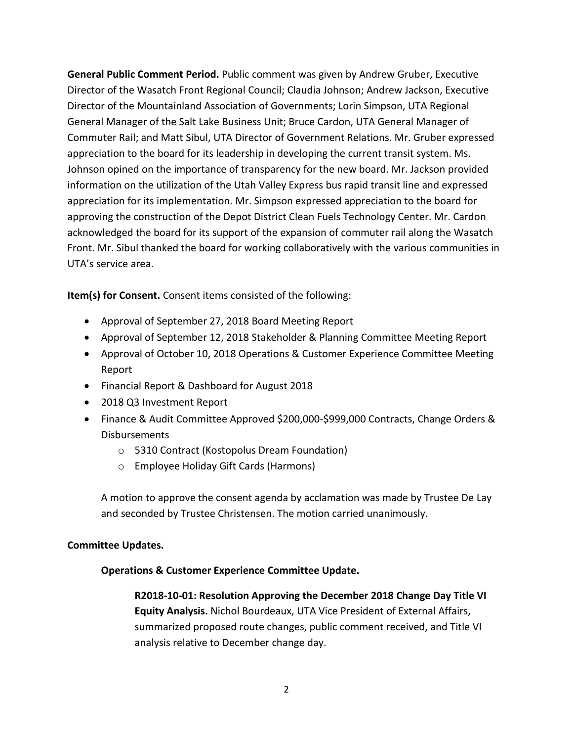**General Public Comment Period.** Public comment was given by Andrew Gruber, Executive Director of the Wasatch Front Regional Council; Claudia Johnson; Andrew Jackson, Executive Director of the Mountainland Association of Governments; Lorin Simpson, UTA Regional General Manager of the Salt Lake Business Unit; Bruce Cardon, UTA General Manager of Commuter Rail; and Matt Sibul, UTA Director of Government Relations. Mr. Gruber expressed appreciation to the board for its leadership in developing the current transit system. Ms. Johnson opined on the importance of transparency for the new board. Mr. Jackson provided information on the utilization of the Utah Valley Express bus rapid transit line and expressed appreciation for its implementation. Mr. Simpson expressed appreciation to the board for approving the construction of the Depot District Clean Fuels Technology Center. Mr. Cardon acknowledged the board for its support of the expansion of commuter rail along the Wasatch Front. Mr. Sibul thanked the board for working collaboratively with the various communities in UTA's service area.

**Item(s) for Consent.** Consent items consisted of the following:

- Approval of September 27, 2018 Board Meeting Report
- Approval of September 12, 2018 Stakeholder & Planning Committee Meeting Report
- Approval of October 10, 2018 Operations & Customer Experience Committee Meeting Report
- Financial Report & Dashboard for August 2018
- 2018 Q3 Investment Report
- Finance & Audit Committee Approved $200,000-$999,000 Contracts, Change Orders & Disbursements
    - 5310 Contract (Kostopolus Dream Foundation)
    - Employee Holiday Gift Cards (Harmons)

A motion to approve the consent agenda by acclamation was made by Trustee De Lay and seconded by Trustee Christensen. The motion carried unanimously.

**Committee Updates.**

**Operations & Customer Experience Committee Update.**

**R2018-10-01: Resolution Approving the December 2018 Change Day Title VI Equity Analysis.** Nichol Bourdeaux, UTA Vice President of External Affairs, summarized proposed route changes, public comment received, and Title VI analysis relative to December change day.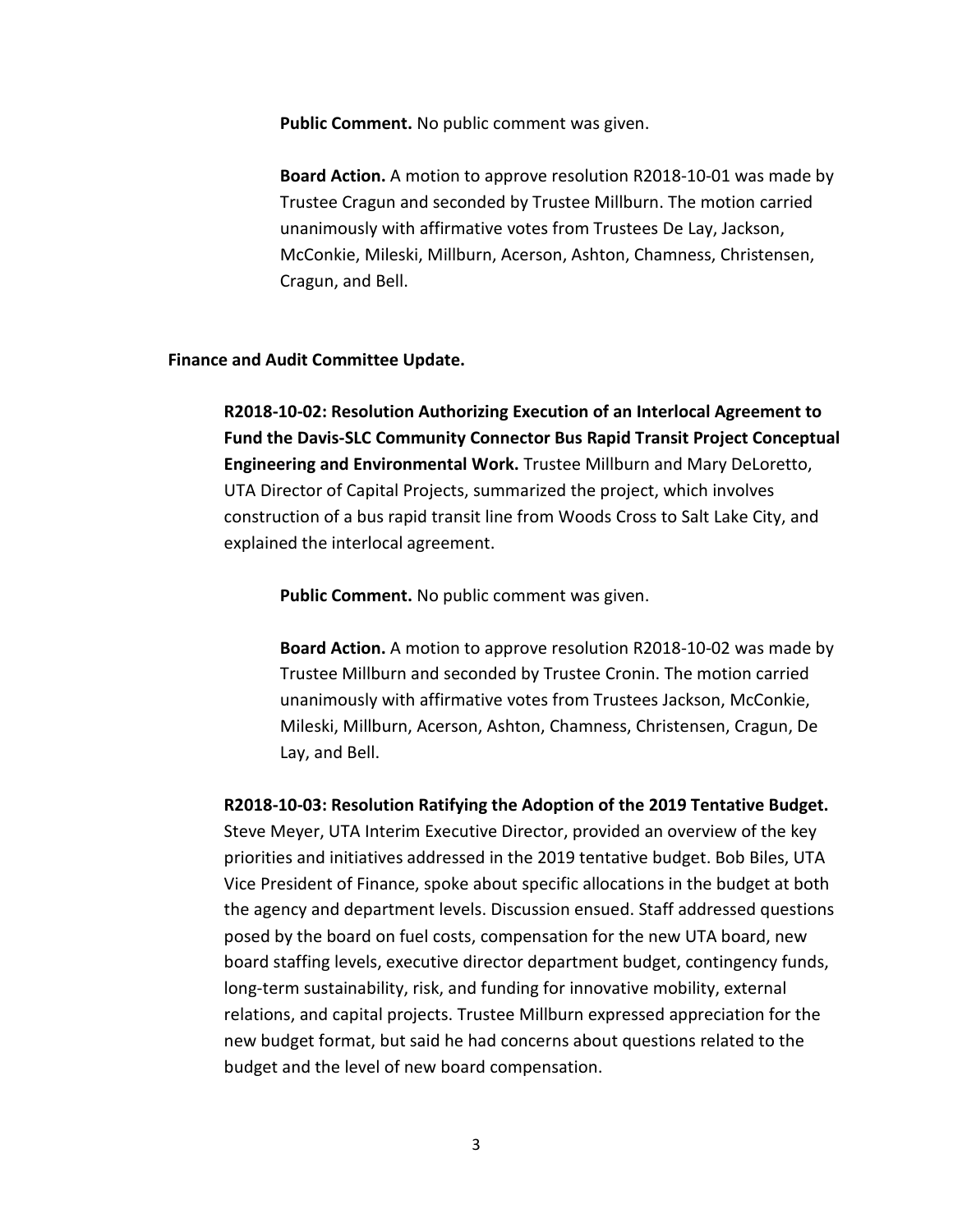**Public Comment.** No public comment was given.

**Board Action.** A motion to approve resolution R2018-10-01 was made by Trustee Cragun and seconded by Trustee Millburn. The motion carried unanimously with affirmative votes from Trustees De Lay, Jackson, McConkie, Mileski, Millburn, Acerson, Ashton, Chamness, Christensen, Cragun, and Bell.

**Finance and Audit Committee Update.**

**R2018-10-02: Resolution Authorizing Execution of an Interlocal Agreement to Fund the Davis-SLC Community Connector Bus Rapid Transit Project Conceptual Engineering and Environmental Work.** Trustee Millburn and Mary DeLoretto, UTA Director of Capital Projects, summarized the project, which involves construction of a bus rapid transit line from Woods Cross to Salt Lake City, and explained the interlocal agreement.

**Public Comment.** No public comment was given.

**Board Action.** A motion to approve resolution R2018-10-02 was made by Trustee Millburn and seconded by Trustee Cronin. The motion carried unanimously with affirmative votes from Trustees Jackson, McConkie, Mileski, Millburn, Acerson, Ashton, Chamness, Christensen, Cragun, De Lay, and Bell.

**R2018-10-03: Resolution Ratifying the Adoption of the 2019 Tentative Budget.** Steve Meyer, UTA Interim Executive Director, provided an overview of the key priorities and initiatives addressed in the 2019 tentative budget. Bob Biles, UTA Vice President of Finance, spoke about specific allocations in the budget at both the agency and department levels. Discussion ensued. Staff addressed questions posed by the board on fuel costs, compensation for the new UTA board, new board staffing levels, executive director department budget, contingency funds, long-term sustainability, risk, and funding for innovative mobility, external relations, and capital projects. Trustee Millburn expressed appreciation for the new budget format, but said he had concerns about questions related to the budget and the level of new board compensation.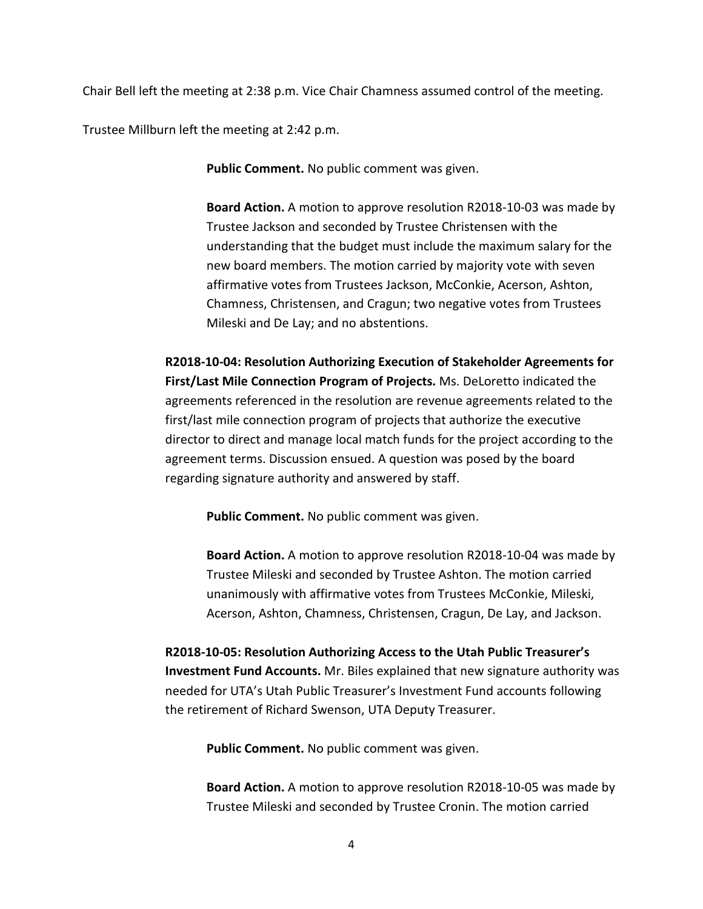Chair Bell left the meeting at 2:38 p.m. Vice Chair Chamness assumed control of the meeting.

Trustee Millburn left the meeting at 2:42 p.m.

**Public Comment.** No public comment was given.

**Board Action.** A motion to approve resolution R2018-10-03 was made by Trustee Jackson and seconded by Trustee Christensen with the understanding that the budget must include the maximum salary for the new board members. The motion carried by majority vote with seven affirmative votes from Trustees Jackson, McConkie, Acerson, Ashton, Chamness, Christensen, and Cragun; two negative votes from Trustees Mileski and De Lay; and no abstentions.

**R2018-10-04: Resolution Authorizing Execution of Stakeholder Agreements for First/Last Mile Connection Program of Projects.** Ms. DeLoretto indicated the agreements referenced in the resolution are revenue agreements related to the first/last mile connection program of projects that authorize the executive director to direct and manage local match funds for the project according to the agreement terms. Discussion ensued. A question was posed by the board regarding signature authority and answered by staff.

**Public Comment.** No public comment was given.

**Board Action.** A motion to approve resolution R2018-10-04 was made by Trustee Mileski and seconded by Trustee Ashton. The motion carried unanimously with affirmative votes from Trustees McConkie, Mileski, Acerson, Ashton, Chamness, Christensen, Cragun, De Lay, and Jackson.

**R2018-10-05: Resolution Authorizing Access to the Utah Public Treasurer's Investment Fund Accounts.** Mr. Biles explained that new signature authority was needed for UTA's Utah Public Treasurer's Investment Fund accounts following the retirement of Richard Swenson, UTA Deputy Treasurer.

**Public Comment.** No public comment was given.

**Board Action.** A motion to approve resolution R2018-10-05 was made by Trustee Mileski and seconded by Trustee Cronin. The motion carried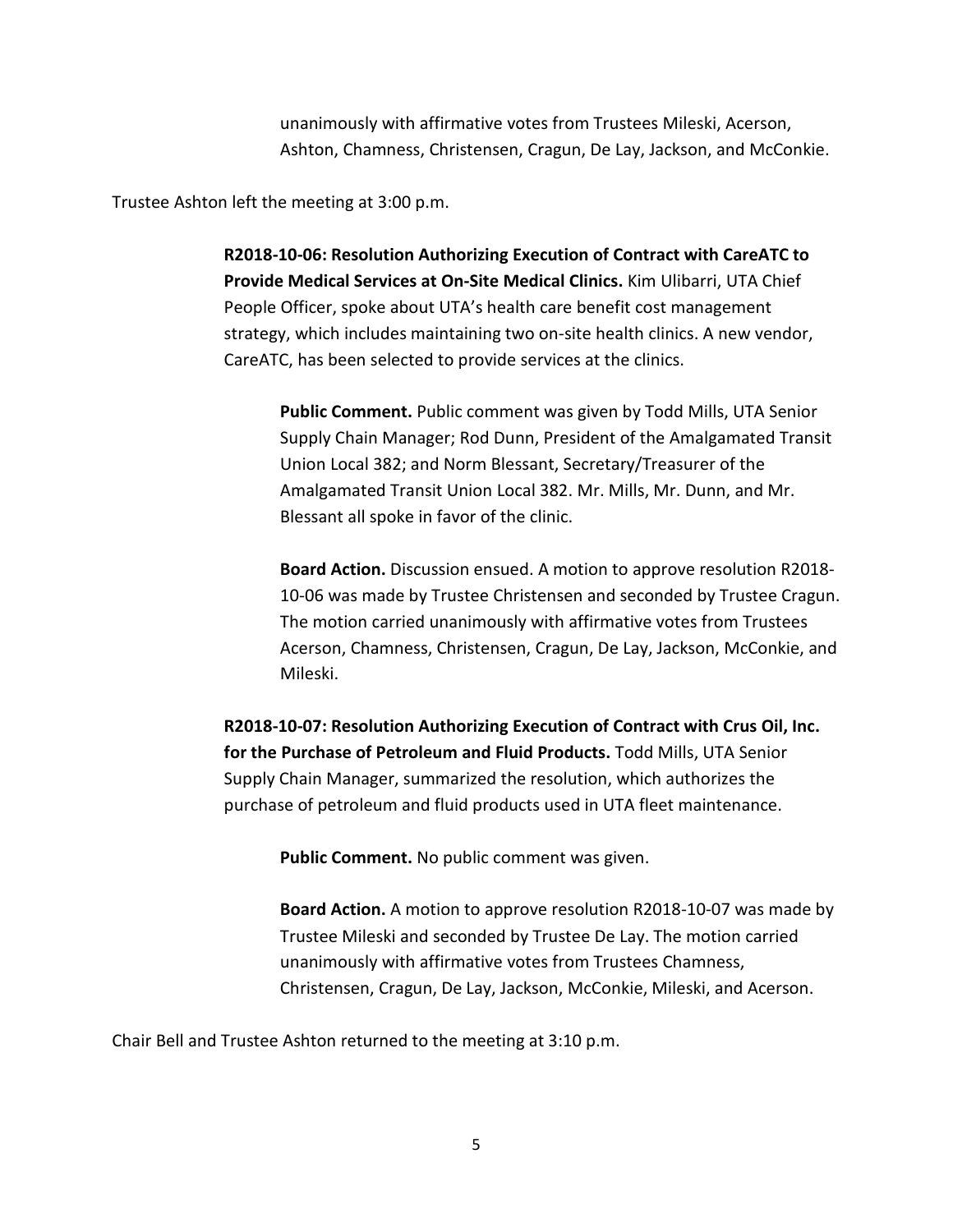unanimously with affirmative votes from Trustees Mileski, Acerson, Ashton, Chamness, Christensen, Cragun, De Lay, Jackson, and McConkie.

Trustee Ashton left the meeting at 3:00 p.m.

**R2018-10-06: Resolution Authorizing Execution of Contract with CareATC to Provide Medical Services at On-Site Medical Clinics.** Kim Ulibarri, UTA Chief People Officer, spoke about UTA's health care benefit cost management strategy, which includes maintaining two on-site health clinics. A new vendor, CareATC, has been selected to provide services at the clinics.

**Public Comment.** Public comment was given by Todd Mills, UTA Senior Supply Chain Manager; Rod Dunn, President of the Amalgamated Transit Union Local 382; and Norm Blessant, Secretary/Treasurer of the Amalgamated Transit Union Local 382. Mr. Mills, Mr. Dunn, and Mr. Blessant all spoke in favor of the clinic.

**Board Action.** Discussion ensued. A motion to approve resolution R2018-10-06 was made by Trustee Christensen and seconded by Trustee Cragun. The motion carried unanimously with affirmative votes from Trustees Acerson, Chamness, Christensen, Cragun, De Lay, Jackson, McConkie, and Mileski.

**R2018-10-07: Resolution Authorizing Execution of Contract with Crus Oil, Inc. for the Purchase of Petroleum and Fluid Products.** Todd Mills, UTA Senior Supply Chain Manager, summarized the resolution, which authorizes the purchase of petroleum and fluid products used in UTA fleet maintenance.

**Public Comment.** No public comment was given.

**Board Action.** A motion to approve resolution R2018-10-07 was made by Trustee Mileski and seconded by Trustee De Lay. The motion carried unanimously with affirmative votes from Trustees Chamness, Christensen, Cragun, De Lay, Jackson, McConkie, Mileski, and Acerson.

Chair Bell and Trustee Ashton returned to the meeting at 3:10 p.m.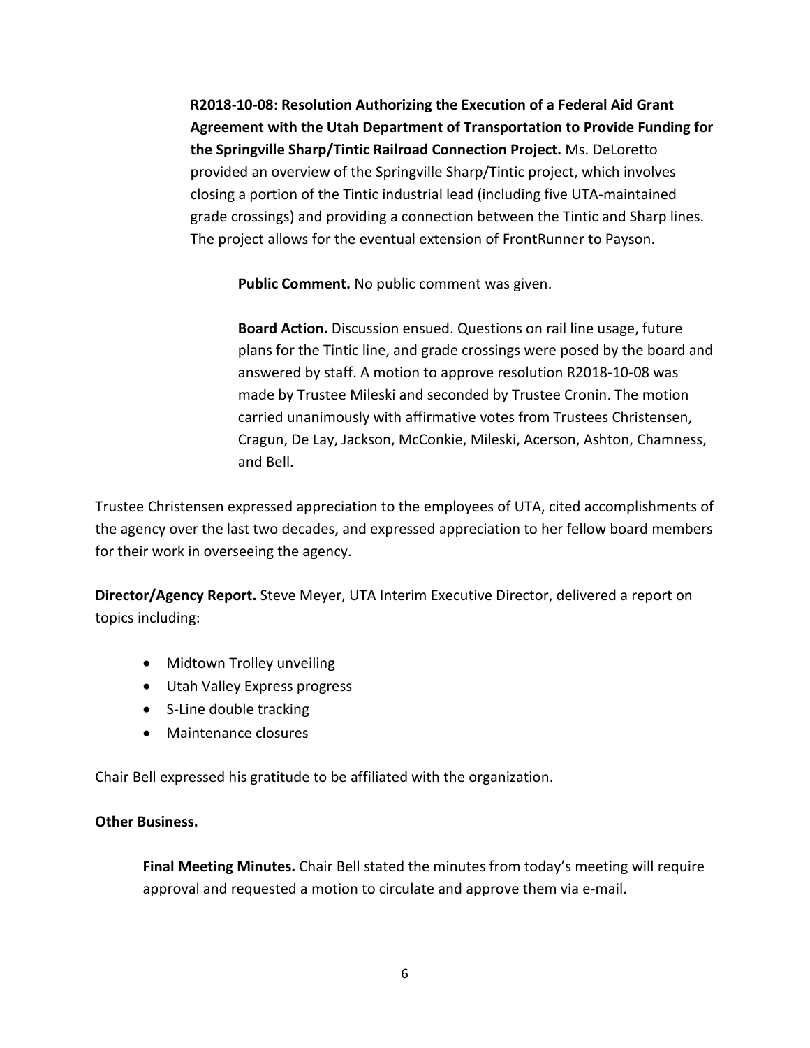**R2018-10-08: Resolution Authorizing the Execution of a Federal Aid Grant Agreement with the Utah Department of Transportation to Provide Funding for the Springville Sharp/Tintic Railroad Connection Project.** Ms. DeLoretto provided an overview of the Springville Sharp/Tintic project, which involves closing a portion of the Tintic industrial lead (including five UTA-maintained grade crossings) and providing a connection between the Tintic and Sharp lines. The project allows for the eventual extension of FrontRunner to Payson.

**Public Comment.** No public comment was given.

**Board Action.** Discussion ensued. Questions on rail line usage, future plans for the Tintic line, and grade crossings were posed by the board and answered by staff. A motion to approve resolution R2018-10-08 was made by Trustee Mileski and seconded by Trustee Cronin. The motion carried unanimously with affirmative votes from Trustees Christensen, Cragun, De Lay, Jackson, McConkie, Mileski, Acerson, Ashton, Chamness, and Bell.

Trustee Christensen expressed appreciation to the employees of UTA, cited accomplishments of the agency over the last two decades, and expressed appreciation to her fellow board members for their work in overseeing the agency.

**Director/Agency Report.** Steve Meyer, UTA Interim Executive Director, delivered a report on topics including:

- Midtown Trolley unveiling
- Utah Valley Express progress
- S-Line double tracking
- Maintenance closures

Chair Bell expressed his gratitude to be affiliated with the organization.

**Other Business.**

**Final Meeting Minutes.** Chair Bell stated the minutes from today's meeting will require approval and requested a motion to circulate and approve them via e-mail.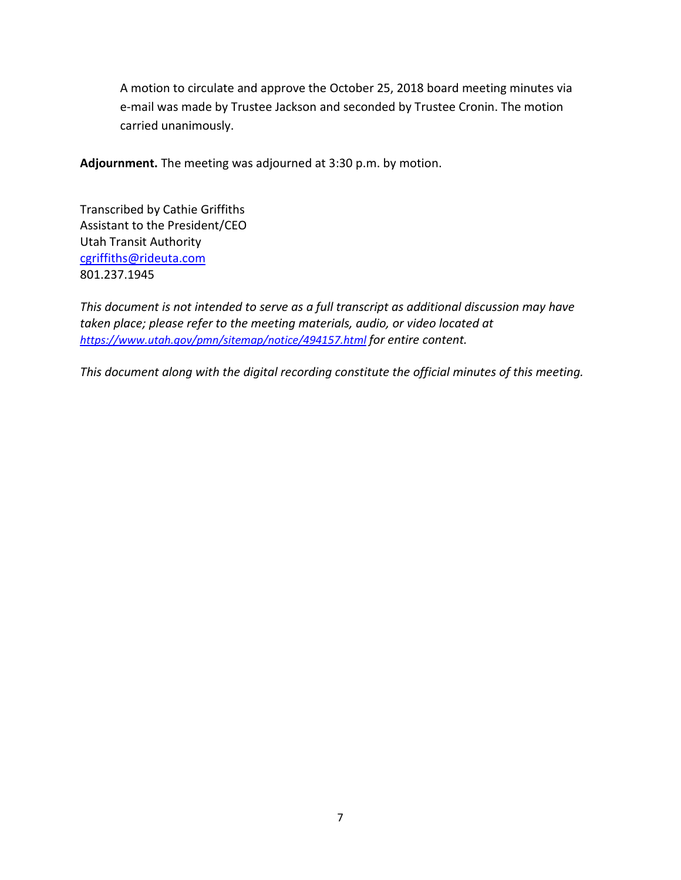A motion to circulate and approve the October 25, 2018 board meeting minutes via e-mail was made by Trustee Jackson and seconded by Trustee Cronin. The motion carried unanimously.

**Adjournment.** The meeting was adjourned at 3:30 p.m. by motion.

Transcribed by Cathie Griffiths
Assistant to the President/CEO
Utah Transit Authority
cgriffiths@rideuta.com
801.237.1945

*This document is not intended to serve as a full transcript as additional discussion may have taken place; please refer to the meeting materials, audio, or video located at https://www.utah.gov/pmn/sitemap/notice/494157.html for entire content.*

*This document along with the digital recording constitute the official minutes of this meeting.*